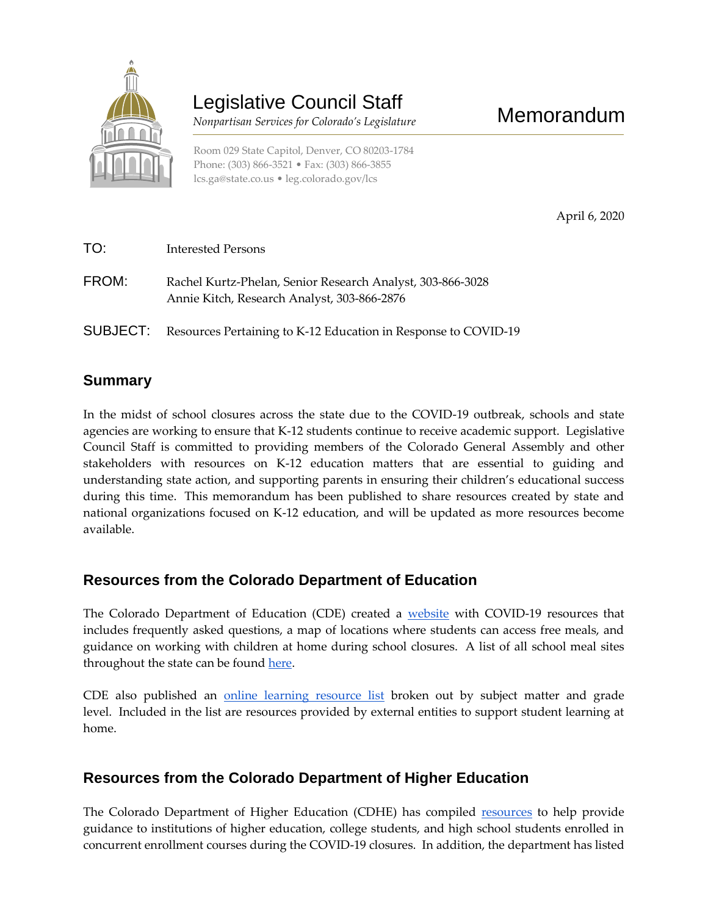# Legislative Council Staff

*Nonpartisan Services for Colorado's Legislature*

Room 029 State Capitol, Denver, CO 80203-1784
Phone: (303) 866-3521 • Fax: (303) 866-3855
lcs.ga@state.co.us • leg.colorado.gov/lcs

# Memorandum

April 6, 2020

TO: Interested Persons

FROM: Rachel Kurtz-Phelan, Senior Research Analyst, 303-866-3028
Annie Kitch, Research Analyst, 303-866-2876

SUBJECT: Resources Pertaining to K-12 Education in Response to COVID-19

## Summary

In the midst of school closures across the state due to the COVID-19 outbreak, schools and state agencies are working to ensure that K-12 students continue to receive academic support. Legislative Council Staff is committed to providing members of the Colorado General Assembly and other stakeholders with resources on K-12 education matters that are essential to guiding and understanding state action, and supporting parents in ensuring their children's educational success during this time. This memorandum has been published to share resources created by state and national organizations focused on K-12 education, and will be updated as more resources become available.

## Resources from the Colorado Department of Education

The Colorado Department of Education (CDE) created a website with COVID-19 resources that includes frequently asked questions, a map of locations where students can access free meals, and guidance on working with children at home during school closures. A list of all school meal sites throughout the state can be found here.

CDE also published an online learning resource list broken out by subject matter and grade level. Included in the list are resources provided by external entities to support student learning at home.

## Resources from the Colorado Department of Higher Education

The Colorado Department of Higher Education (CDHE) has compiled resources to help provide guidance to institutions of higher education, college students, and high school students enrolled in concurrent enrollment courses during the COVID-19 closures. In addition, the department has listed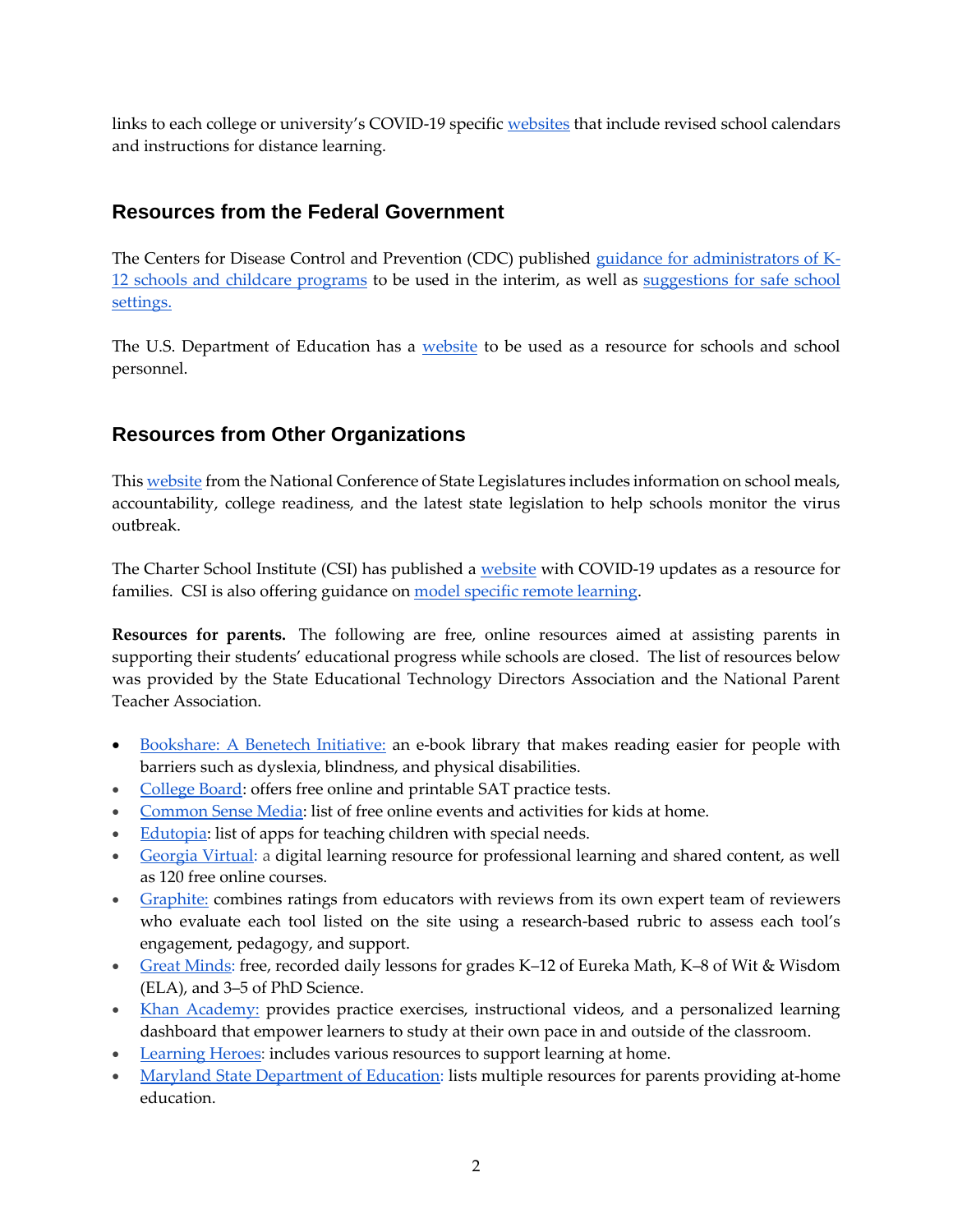links to each college or university's COVID-19 specific websites that include revised school calendars and instructions for distance learning.

## Resources from the Federal Government

The Centers for Disease Control and Prevention (CDC) published guidance for administrators of K-12 schools and childcare programs to be used in the interim, as well as suggestions for safe school settings.

The U.S. Department of Education has a website to be used as a resource for schools and school personnel.

## Resources from Other Organizations

This website from the National Conference of State Legislatures includes information on school meals, accountability, college readiness, and the latest state legislation to help schools monitor the virus outbreak.

The Charter School Institute (CSI) has published a website with COVID-19 updates as a resource for families. CSI is also offering guidance on model specific remote learning.

**Resources for parents.** The following are free, online resources aimed at assisting parents in supporting their students' educational progress while schools are closed. The list of resources below was provided by the State Educational Technology Directors Association and the National Parent Teacher Association.

- Bookshare: A Benetech Initiative: an e-book library that makes reading easier for people with barriers such as dyslexia, blindness, and physical disabilities.
- College Board: offers free online and printable SAT practice tests.
- Common Sense Media: list of free online events and activities for kids at home.
- Edutopia: list of apps for teaching children with special needs.
- Georgia Virtual: a digital learning resource for professional learning and shared content, as well as 120 free online courses.
- Graphite: combines ratings from educators with reviews from its own expert team of reviewers who evaluate each tool listed on the site using a research-based rubric to assess each tool's engagement, pedagogy, and support.
- Great Minds: free, recorded daily lessons for grades K–12 of Eureka Math, K–8 of Wit & Wisdom (ELA), and 3–5 of PhD Science.
- Khan Academy: provides practice exercises, instructional videos, and a personalized learning dashboard that empower learners to study at their own pace in and outside of the classroom.
- Learning Heroes: includes various resources to support learning at home.
- Maryland State Department of Education: lists multiple resources for parents providing at-home education.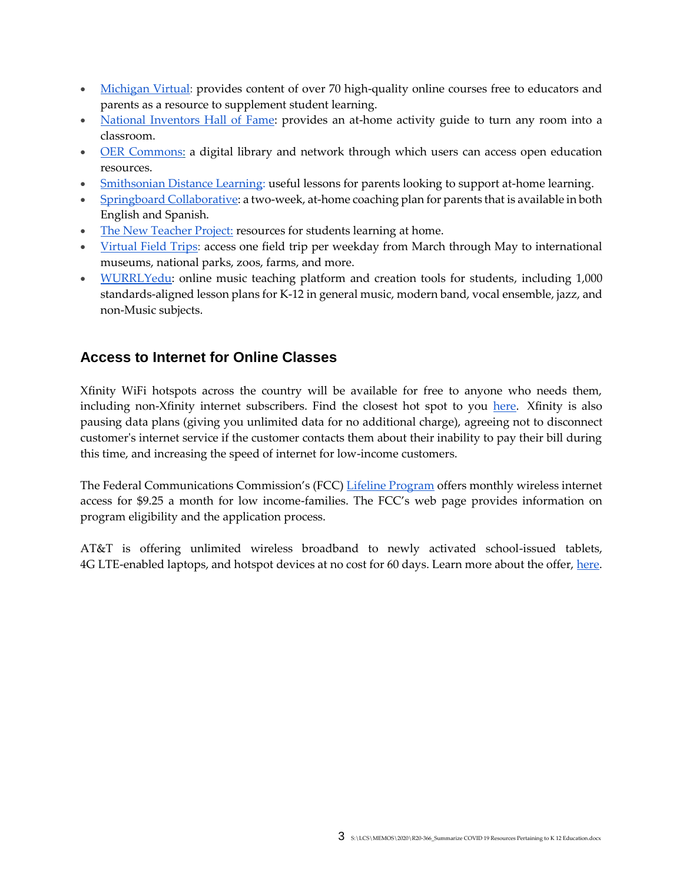- Michigan Virtual: provides content of over 70 high-quality online courses free to educators and parents as a resource to supplement student learning.
- National Inventors Hall of Fame: provides an at-home activity guide to turn any room into a classroom.
- OER Commons: a digital library and network through which users can access open education resources.
- Smithsonian Distance Learning: useful lessons for parents looking to support at-home learning.
- Springboard Collaborative: a two-week, at-home coaching plan for parents that is available in both English and Spanish.
- The New Teacher Project: resources for students learning at home.
- Virtual Field Trips: access one field trip per weekday from March through May to international museums, national parks, zoos, farms, and more.
- WURRLYedu: online music teaching platform and creation tools for students, including 1,000 standards-aligned lesson plans for K-12 in general music, modern band, vocal ensemble, jazz, and non-Music subjects.

## Access to Internet for Online Classes

Xfinity WiFi hotspots across the country will be available for free to anyone who needs them, including non-Xfinity internet subscribers. Find the closest hot spot to you here. Xfinity is also pausing data plans (giving you unlimited data for no additional charge), agreeing not to disconnect customer's internet service if the customer contacts them about their inability to pay their bill during this time, and increasing the speed of internet for low-income customers.

The Federal Communications Commission's (FCC) Lifeline Program offers monthly wireless internet access for $9.25 a month for low income-families. The FCC's web page provides information on program eligibility and the application process.

AT&T is offering unlimited wireless broadband to newly activated school-issued tablets, 4G LTE-enabled laptops, and hotspot devices at no cost for 60 days. Learn more about the offer, here.